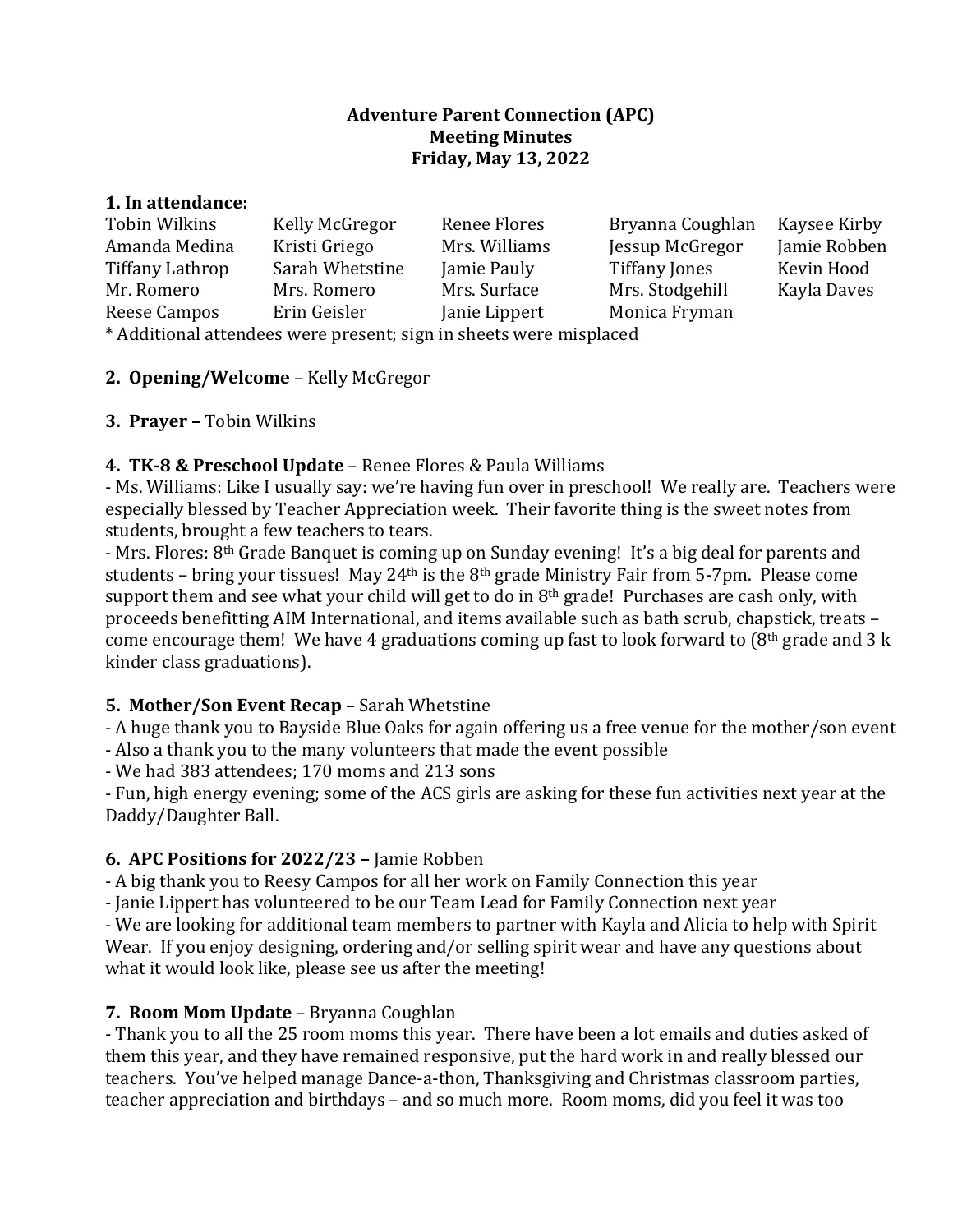**Adventure Parent Connection (APC)**
**Meeting Minutes**
**Friday, May 13, 2022**

**1. In attendance:**

| | | | | |
|---|---|---|---|---|
| Tobin Wilkins | Kelly McGregor | Renee Flores | Bryanna Coughlan | Kaysee Kirby |
| Amanda Medina | Kristi Griego | Mrs. Williams | Jessup McGregor | Jamie Robben |
| Tiffany Lathrop | Sarah Whetstine | Jamie Pauly | Tiffany Jones | Kevin Hood |
| Mr. Romero | Mrs. Romero | Mrs. Surface | Mrs. Stodgehill | Kayla Daves |
| Reese Campos | Erin Geisler | Janie Lippert | Monica Fryman | |

* Additional attendees were present; sign in sheets were misplaced

**2. Opening/Welcome** – Kelly McGregor

**3. Prayer –** Tobin Wilkins

**4. TK-8 & Preschool Update** – Renee Flores & Paula Williams

- Ms. Williams: Like I usually say: we're having fun over in preschool! We really are. Teachers were especially blessed by Teacher Appreciation week. Their favorite thing is the sweet notes from students, brought a few teachers to tears.
- Mrs. Flores: 8th Grade Banquet is coming up on Sunday evening! It's a big deal for parents and students – bring your tissues! May 24th is the 8th grade Ministry Fair from 5-7pm. Please come support them and see what your child will get to do in 8th grade! Purchases are cash only, with proceeds benefitting AIM International, and items available such as bath scrub, chapstick, treats – come encourage them! We have 4 graduations coming up fast to look forward to (8th grade and 3 k kinder class graduations).

**5. Mother/Son Event Recap** – Sarah Whetstine

- A huge thank you to Bayside Blue Oaks for again offering us a free venue for the mother/son event
- Also a thank you to the many volunteers that made the event possible
- We had 383 attendees; 170 moms and 213 sons
- Fun, high energy evening; some of the ACS girls are asking for these fun activities next year at the Daddy/Daughter Ball.

**6. APC Positions for 2022/23 –** Jamie Robben

- A big thank you to Reesy Campos for all her work on Family Connection this year
- Janie Lippert has volunteered to be our Team Lead for Family Connection next year
- We are looking for additional team members to partner with Kayla and Alicia to help with Spirit Wear. If you enjoy designing, ordering and/or selling spirit wear and have any questions about what it would look like, please see us after the meeting!

**7. Room Mom Update** – Bryanna Coughlan

- Thank you to all the 25 room moms this year. There have been a lot emails and duties asked of them this year, and they have remained responsive, put the hard work in and really blessed our teachers. You've helped manage Dance-a-thon, Thanksgiving and Christmas classroom parties, teacher appreciation and birthdays – and so much more. Room moms, did you feel it was too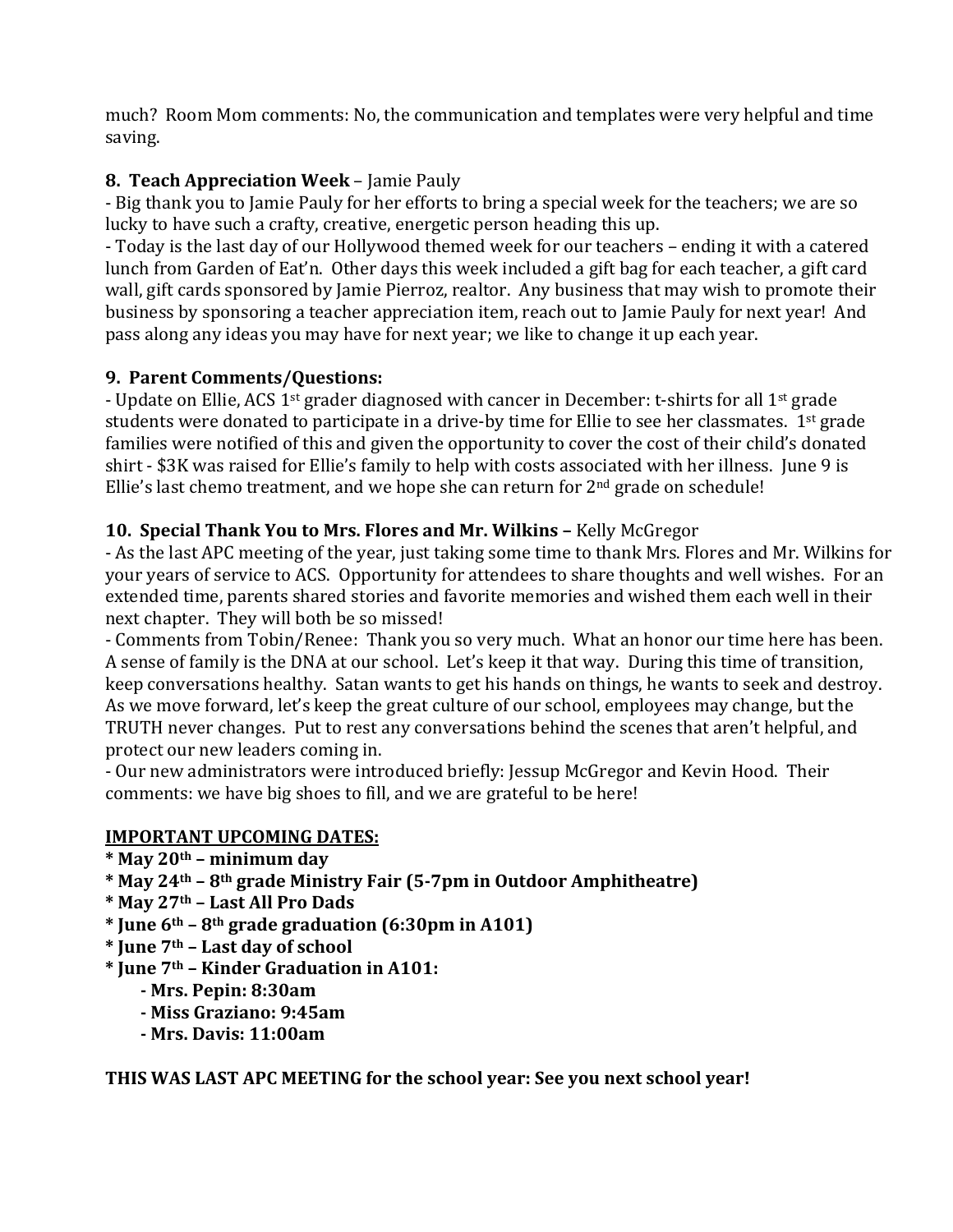much? Room Mom comments: No, the communication and templates were very helpful and time saving.

**8. Teach Appreciation Week** – Jamie Pauly

- Big thank you to Jamie Pauly for her efforts to bring a special week for the teachers; we are so lucky to have such a crafty, creative, energetic person heading this up.
- Today is the last day of our Hollywood themed week for our teachers – ending it with a catered lunch from Garden of Eat'n. Other days this week included a gift bag for each teacher, a gift card wall, gift cards sponsored by Jamie Pierroz, realtor. Any business that may wish to promote their business by sponsoring a teacher appreciation item, reach out to Jamie Pauly for next year! And pass along any ideas you may have for next year; we like to change it up each year.

**9. Parent Comments/Questions:**

- Update on Ellie, ACS 1st grader diagnosed with cancer in December: t-shirts for all 1st grade students were donated to participate in a drive-by time for Ellie to see her classmates. 1st grade families were notified of this and given the opportunity to cover the cost of their child's donated shirt - $3K was raised for Ellie's family to help with costs associated with her illness. June 9 is Ellie's last chemo treatment, and we hope she can return for 2nd grade on schedule!

**10. Special Thank You to Mrs. Flores and Mr. Wilkins –** Kelly McGregor

- As the last APC meeting of the year, just taking some time to thank Mrs. Flores and Mr. Wilkins for your years of service to ACS. Opportunity for attendees to share thoughts and well wishes. For an extended time, parents shared stories and favorite memories and wished them each well in their next chapter. They will both be so missed!
- Comments from Tobin/Renee: Thank you so very much. What an honor our time here has been. A sense of family is the DNA at our school. Let's keep it that way. During this time of transition, keep conversations healthy. Satan wants to get his hands on things, he wants to seek and destroy. As we move forward, let's keep the great culture of our school, employees may change, but the TRUTH never changes. Put to rest any conversations behind the scenes that aren't helpful, and protect our new leaders coming in.
- Our new administrators were introduced briefly: Jessup McGregor and Kevin Hood. Their comments: we have big shoes to fill, and we are grateful to be here!

**IMPORTANT UPCOMING DATES:**

**\* May 20th – minimum day**
**\* May 24th – 8th grade Ministry Fair (5-7pm in Outdoor Amphitheatre)**
**\* May 27th – Last All Pro Dads**
**\* June 6th – 8th grade graduation (6:30pm in A101)**
**\* June 7th – Last day of school**
**\* June 7th – Kinder Graduation in A101:**

- **Mrs. Pepin: 8:30am**
- **Miss Graziano: 9:45am**
- **Mrs. Davis: 11:00am**

**THIS WAS LAST APC MEETING for the school year: See you next school year!**